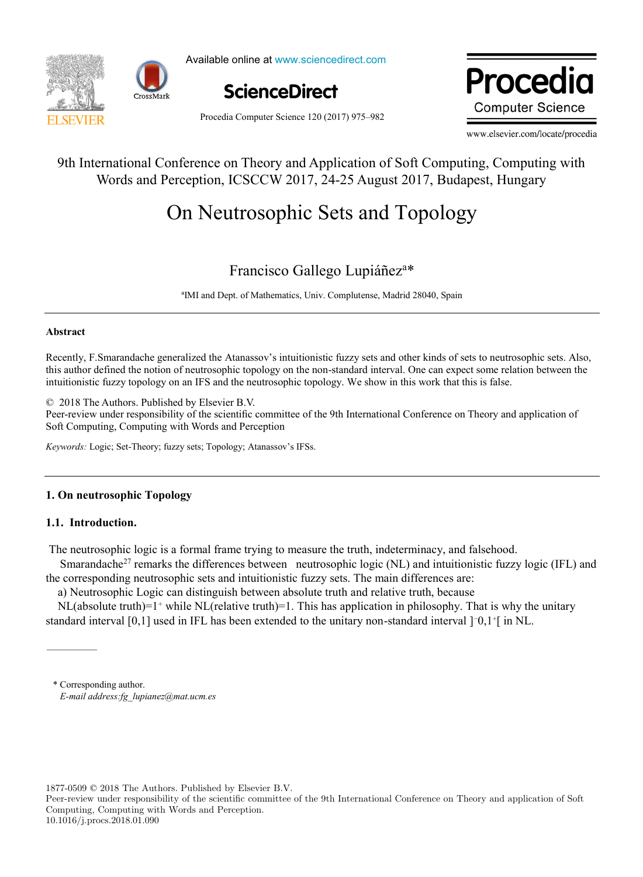9th International Conference on Theory and Application of Soft Computing, Computing with Words and Perception, ICSCCW 2017, 24-25 August 2017, Budapest, Hungary

# On Neutrosophic Sets and Topology

Francisco Gallego Lupiáñez[a]*

[a]IMI and Dept. of Mathematics, Univ. Complutense, Madrid 28040, Spain

---

**Abstract**

Recently, F.Smarandache generalized the Atanassov's intuitionistic fuzzy sets and other kinds of sets to neutrosophic sets. Also, this author defined the notion of neutrosophic topology on the non-standard interval. One can expect some relation between the intuitionistic fuzzy topology on an IFS and the neutrosophic topology. We show in this work that this is false.

© 2018 The Authors. Published by Elsevier B.V.
Peer-review under responsibility of the scientific committee of the 9th International Conference on Theory and application of Soft Computing, Computing with Words and Perception

*Keywords:* Logic; Set-Theory; fuzzy sets; Topology; Atanassov's IFSs.

---

## 1. On neutrosophic Topology

### 1.1. Introduction.

The neutrosophic logic is a formal frame trying to measure the truth, indeterminacy, and falsehood.

Smarandache[27] remarks the differences between neutrosophic logic (NL) and intuitionistic fuzzy logic (IFL) and the corresponding neutrosophic sets and intuitionistic fuzzy sets. The main differences are:

a) Neutrosophic Logic can distinguish between absolute truth and relative truth, because

NL(absolute truth)=$1^+$ while NL(relative truth)=1. This has application in philosophy. That is why the unitary standard interval [0,1] used in IFL has been extended to the unitary non-standard interval $]^-0,1^+[$ in NL.

\* Corresponding author.
*E-mail address:fg_lupianez@mat.ucm.es*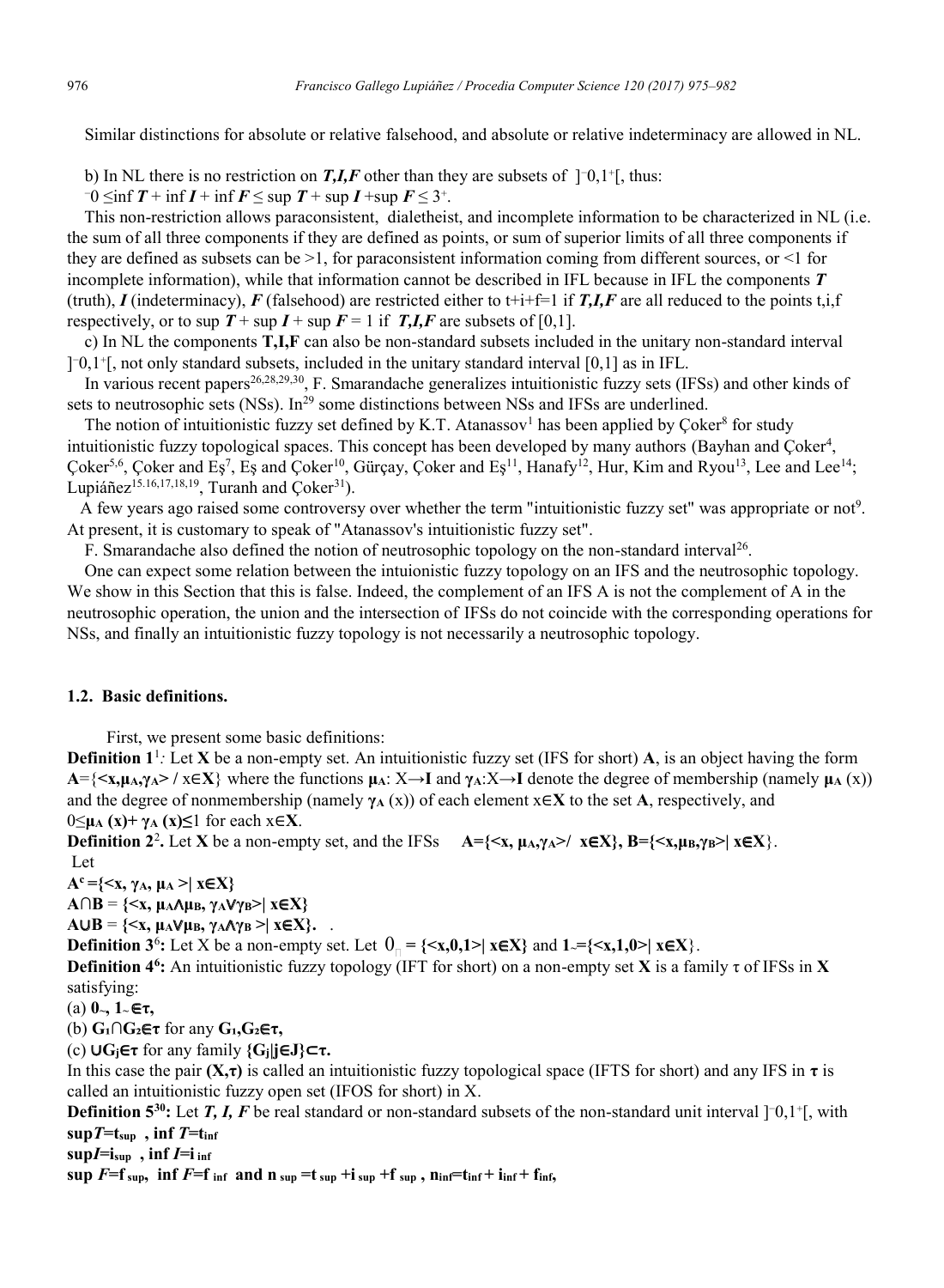Similar distinctions for absolute or relative falsehood, and absolute or relative indeterminacy are allowed in NL.

b) In NL there is no restriction on ***T,I,F*** other than they are subsets of $]^-0,1^+[$, thus:

$^-0 \leq \inf T + \inf I + \inf F \leq \sup T + \sup I + \sup F \leq 3^+$.

This non-restriction allows paraconsistent, dialetheist, and incomplete information to be characterized in NL (i.e. the sum of all three components if they are defined as points, or sum of superior limits of all three components if they are defined as subsets can be >1, for paraconsistent information coming from different sources, or <1 for incomplete information), while that information cannot be described in IFL because in IFL the components ***T*** (truth), ***I*** (indeterminacy), ***F*** (falsehood) are restricted either to t+i+f=1 if ***T,I,F*** are all reduced to the points t,i,f respectively, or to $\sup T + \sup I + \sup F = 1$ if ***T,I,F*** are subsets of [0,1].

c) In NL the components **T,I,F** can also be non-standard subsets included in the unitary non-standard interval $]^-0,1^+[$, not only standard subsets, included in the unitary standard interval [0,1] as in IFL.

In various recent papers[26,28,29,30], F. Smarandache generalizes intuitionistic fuzzy sets (IFSs) and other kinds of sets to neutrosophic sets (NSs). In[29] some distinctions between NSs and IFSs are underlined.

The notion of intuitionistic fuzzy set defined by K.T. Atanassov[1] has been applied by Çoker[8] for study intuitionistic fuzzy topological spaces. This concept has been developed by many authors (Bayhan and Çoker[4], Çoker[5,6], Çoker and Eş[7], Eş and Çoker[10], Gürçay, Çoker and Eş[11], Hanafy[12], Hur, Kim and Ryou[13], Lee and Lee[14]; Lupiáñez[15,16,17,18,19], Turanh and Çoker[31]).

A few years ago raised some controversy over whether the term "intuitionistic fuzzy set" was appropriate or not[9]. At present, it is customary to speak of "Atanassov's intuitionistic fuzzy set".

F. Smarandache also defined the notion of neutrosophic topology on the non-standard interval[26].

One can expect some relation between the intuionistic fuzzy topology on an IFS and the neutrosophic topology. We show in this Section that this is false. Indeed, the complement of an IFS A is not the complement of A in the neutrosophic operation, the union and the intersection of IFSs do not coincide with the corresponding operations for NSs, and finally an intuitionistic fuzzy topology is not necessarily a neutrosophic topology.

### 1.2. Basic definitions.

First, we present some basic definitions:

**Definition 1**[1]*:* Let **X** be a non-empty set. An intuitionistic fuzzy set (IFS for short) **A**, is an object having the form $\mathbf{A}=\{<x,\mu_A,\gamma_A> / x\in \mathbf{X}\}$ where the functions $\mu_A: X\rightarrow \mathbf{I}$ and $\gamma_A: X\rightarrow \mathbf{I}$ denote the degree of membership (namely $\mu_A(x)$) and the degree of nonmembership (namely $\gamma_A(x)$) of each element $x\in \mathbf{X}$ to the set **A**, respectively, and $0\leq\mu_A(x)+\gamma_A(x)\leq 1$ for each $x\in\mathbf{X}$.

**Definition 2**[2]**.** Let **X** be a non-empty set, and the IFSs $\mathbf{A}=\{<x,\mu_A,\gamma_A>/ x\in\mathbf{X}\}$, $\mathbf{B}=\{<x,\mu_B,\gamma_B>| x\in\mathbf{X}\}$.

Let

$\mathbf{A}^c=\{<x,\gamma_A,\mu_A>| x\in\mathbf{X}\}$

$\mathbf{A}\cap\mathbf{B}=\{<x,\mu_A\wedge\mu_B,\gamma_A\vee\gamma_B>| x\in\mathbf{X}\}$

$\mathbf{A}\cup\mathbf{B}=\{<x,\mu_A\vee\mu_B,\gamma_A\wedge\gamma_B>| x\in\mathbf{X}\}$.

**Definition 3**[6]**:** Let X be a non-empty set. Let $0_\sim=\{<x,0,1>| x\in\mathbf{X}\}$ and $1_\sim=\{<x,1,0>| x\in\mathbf{X}\}$.

**Definition 4**[6]**:** An intuitionistic fuzzy topology (IFT for short) on a non-empty set **X** is a family τ of IFSs in **X** satisfying:

(a) $0_\sim, 1_\sim\in\tau$,

(b) $G_1\cap G_2\in\tau$ for any $G_1,G_2\in\tau$,

(c) $\cup G_j\in\tau$ for any family $\{G_j|j\in J\}\subset\tau$.

In this case the pair **(X,τ)** is called an intuitionistic fuzzy topological space (IFTS for short) and any IFS in **τ** is called an intuitionistic fuzzy open set (IFOS for short) in X.

**Definition 5**[30]**:** Let ***T, I, F*** be real standard or non-standard subsets of the non-standard unit interval $]^-0,1^+[$, with

$\sup T=t_{sup}$ , $\inf T=t_{inf}$

$\sup I=i_{sup}$ , $\inf I=i_{inf}$

$\sup F=f_{sup}$, $\inf F=f_{inf}$ and $n_{sup}=t_{sup}+i_{sup}+f_{sup}$ , $n_{inf}=t_{inf}+i_{inf}+f_{inf}$,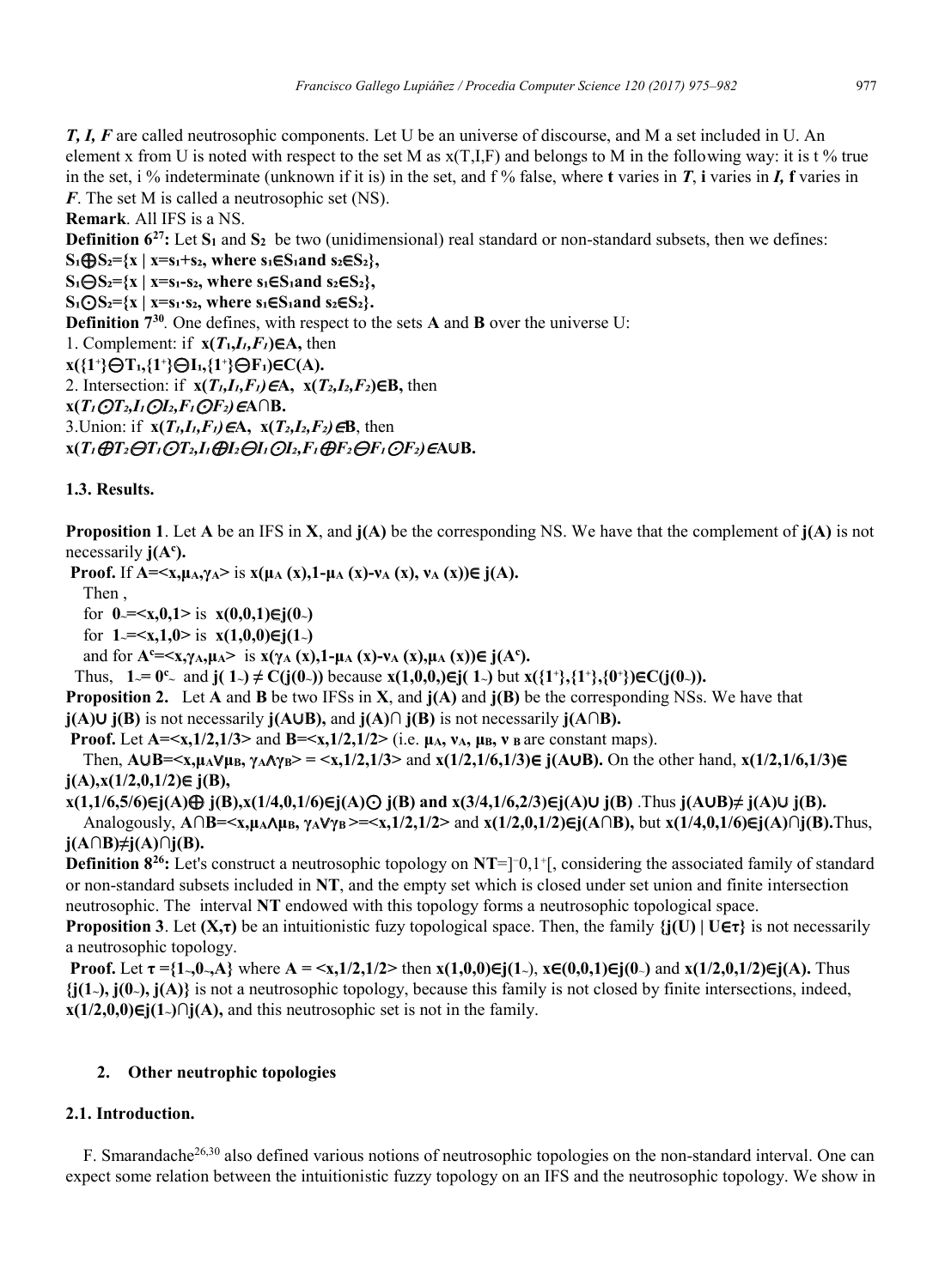*T, I, F* are called neutrosophic components. Let U be an universe of discourse, and M a set included in U. An element x from U is noted with respect to the set M as x(T,I,F) and belongs to M in the following way: it is t % true in the set, i % indeterminate (unknown if it is) in the set, and f % false, where **t** varies in ***T***, **i** varies in ***I***, **f** varies in ***F***. The set M is called a neutrosophic set (NS).

**Remark**. All IFS is a NS.

**Definition 6**[27]**:** Let $S_1$ and $S_2$ be two (unidimensional) real standard or non-standard subsets, then we defines:

$S_1 \oplus S_2=\{x \mid x=s_1+s_2, \text{ where } s_1\in S_1 \text{ and } s_2\in S_2\}$,

$S_1 \ominus S_2=\{x \mid x=s_1-s_2, \text{ where } s_1\in S_1 \text{ and } s_2\in S_2\}$,

$S_1 \odot S_2=\{x \mid x=s_1\cdot s_2, \text{ where } s_1\in S_1 \text{ and } s_2\in S_2\}$.

**Definition 7**[30]. One defines, with respect to the sets **A** and **B** over the universe U:

1. Complement: if $x(T_1,I_1,F_1)\in A$, then

$x(\{1^+\}\ominus T_1,\{1^+\}\ominus I_1,\{1^+\}\ominus F_1)\in C(A)$.

2. Intersection: if $x(T_1,I_1,F_1)\in A$, $x(T_2,I_2,F_2)\in B$, then

$x(T_1\odot T_2,I_1\odot I_2,F_1\odot F_2)\in A\cap B$.

3. Union: if $x(T_1,I_1,F_1)\in A$, $x(T_2,I_2,F_2)\in B$, then

$x(T_1\oplus T_2\ominus T_1\odot T_2,I_1\oplus I_2\ominus I_1\odot I_2,F_1\oplus F_2\ominus F_1\odot F_2)\in A\cup B$.

### 1.3. Results.

**Proposition 1**. Let **A** be an IFS in **X**, and **j(A)** be the corresponding NS. We have that the complement of **j(A)** is not necessarily $j(A^c)$.

**Proof.** If $A=<x,\mu_A,\gamma_A>$ is $x(\mu_A(x),1-\mu_A(x)-\nu_A(x),\nu_A(x))\in j(A)$.

Then ,

for $0_\sim=<x,0,1>$ is $x(0,0,1)\in j(0_\sim)$

for $1_\sim=<x,1,0>$ is $x(1,0,0)\in j(1_\sim)$

and for $A^c=<x,\gamma_A,\mu_A>$ is $x(\gamma_A(x),1-\mu_A(x)-\nu_A(x),\mu_A(x))\in j(A^c)$.

Thus, $1_\sim=0^c_\sim$ and $j(1_\sim)\neq C(j(0_\sim))$ because $x(1,0,0,)\in j(1_\sim)$ but $x(\{1^+\},\{1^+\},\{0^+\})\in C(j(0_\sim))$.

**Proposition 2.** Let **A** and **B** be two IFSs in **X**, and **j(A)** and **j(B)** be the corresponding NSs. We have that $j(A)\cup j(B)$ is not necessarily $j(A\cup B)$, and $j(A)\cap j(B)$ is not necessarily $j(A\cap B)$.

**Proof.** Let $A=<x,1/2,1/3>$ and $B=<x,1/2,1/2>$ (i.e. $\mu_A$, $\nu_A$, $\mu_B$, $\nu_B$ are constant maps).

Then, $A\cup B=<x,\mu_A\vee\mu_B,\gamma_A\wedge\gamma_B>=<x,1/2,1/3>$ and $x(1/2,1/6,1/3)\in j(A\cup B)$. On the other hand, $x(1/2,1/6,1/3)\in j(A)$, $x(1/2,0,1/2)\in j(B)$,

$x(1,1/6,5/6)\in j(A)\oplus j(B)$, $x(1/4,0,1/6)\in j(A)\odot j(B)$ and $x(3/4,1/6,2/3)\in j(A)\cup j(B)$. Thus $j(A\cup B)\neq j(A)\cup j(B)$.

Analogously, $A\cap B=<x,\mu_A\wedge\mu_B,\gamma_A\vee\gamma_B>=<x,1/2,1/2>$ and $x(1/2,0,1/2)\in j(A\cap B)$, but $x(1/4,0,1/6)\in j(A)\cap j(B)$. Thus, $j(A\cap B)\neq j(A)\cap j(B)$.

**Definition 8**[26]**:** Let's construct a neutrosophic topology on $NT=]^-0,1^+[$, considering the associated family of standard or non-standard subsets included in **NT**, and the empty set which is closed under set union and finite intersection neutrosophic. The interval **NT** endowed with this topology forms a neutrosophic topological space.

**Proposition 3**. Let $(X,\tau)$ be an intuitionistic fuzzy topological space. Then, the family $\{j(U) \mid U\in\tau\}$ is not necessarily a neutrosophic topology.

**Proof.** Let $\tau=\{1_\sim,0_\sim,A\}$ where $A=<x,1/2,1/2>$ then $x(1,0,0)\in j(1_\sim)$, $x\in(0,0,1)\in j(0_\sim)$ and $x(1/2,0,1/2)\in j(A)$. Thus $\{j(1_\sim), j(0_\sim), j(A)\}$ is not a neutrosophic topology, because this family is not closed by finite intersections, indeed, $x(1/2,0,0)\in j(1_\sim)\cap j(A)$, and this neutrosophic set is not in the family.

## 2. Other neutrophic topologies

### 2.1. Introduction.

F. Smarandache[26,30] also defined various notions of neutrosophic topologies on the non-standard interval. One can expect some relation between the intuitionistic fuzzy topology on an IFS and the neutrosophic topology. We show in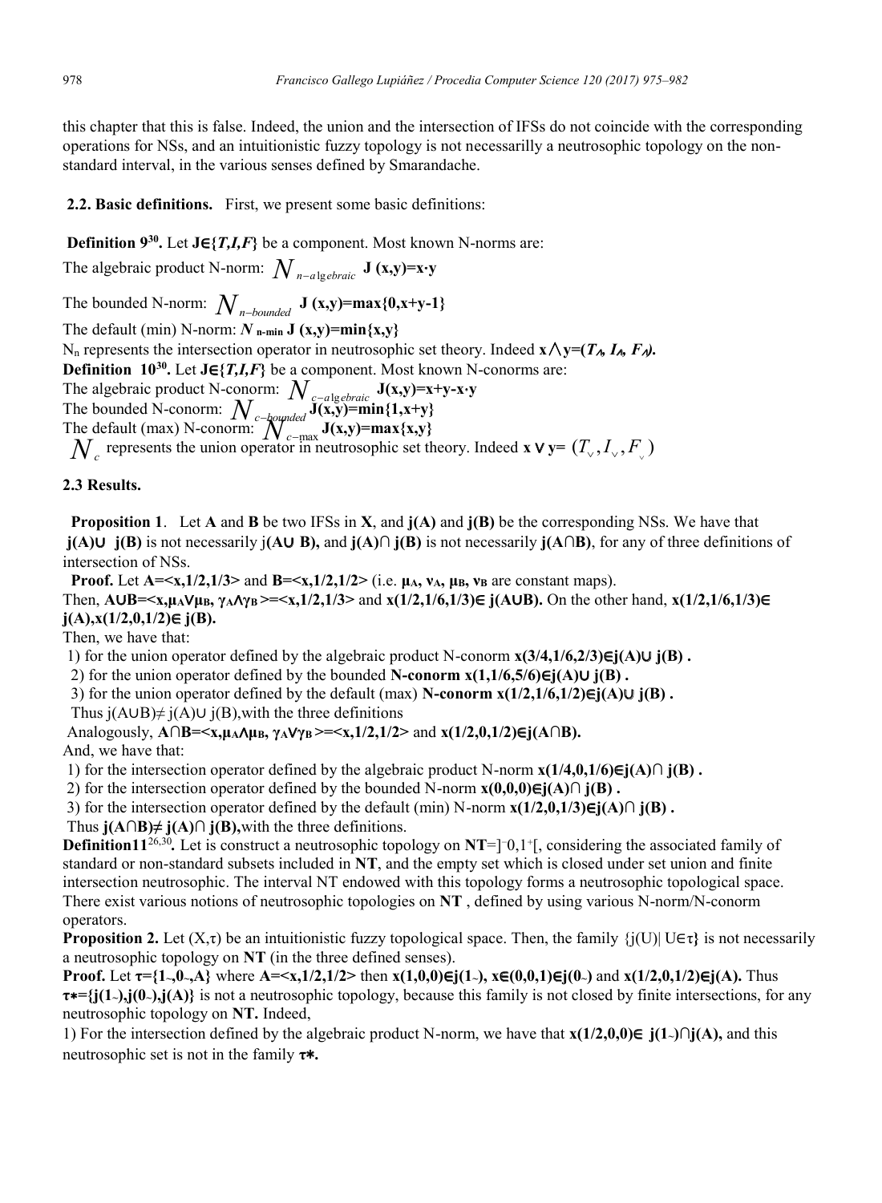this chapter that this is false. Indeed, the union and the intersection of IFSs do not coincide with the corresponding operations for NSs, and an intuitionistic fuzzy topology is not necessarilly a neutrosophic topology on the non-standard interval, in the various senses defined by Smarandache.

### 2.2. Basic definitions.

First, we present some basic definitions:

**Definition 9[30].** Let **J**∈{*T,I,F*} be a component. Most known N-norms are:

The algebraic product N-norm: $N_{n-algebraic}$ **J (x,y)=x·y**

The bounded N-norm: $N_{n-bounded}$ **J (x,y)=max{0,x+y-1}**

The default (min) N-norm: $N_{n-min}$ **J (x,y)=min{x,y}**

$N_n$ represents the intersection operator in neutrosophic set theory. Indeed $x \wedge y = (T_\wedge, I_\wedge, F_\wedge)$.

**Definition 10[30].** Let **J**∈{*T,I,F*} be a component. Most known N-conorms are:

The algebraic product N-conorm: $N_{c-algebraic}$ **J(x,y)=x+y-x·y**

The bounded N-conorm: $N_{c-bounded}$ **J(x,y)=min{1,x+y}**

The default (max) N-conorm: $N_{c-max}$ **J(x,y)=max{x,y}**

$N_c$ represents the union operator in neutrosophic set theory. Indeed $x \vee y = (T_\vee, I_\vee, F_\vee)$

### 2.3 Results.

**Proposition 1**. Let **A** and **B** be two IFSs in **X**, and **j(A)** and **j(B)** be the corresponding NSs. We have that **j(A)∪ j(B)** is not necessarily j(**A∪ B),** and **j(A)∩ j(B)** is not necessarily **j(A∩B)**, for any of three definitions of intersection of NSs.

**Proof.** Let **A=<x,1/2,1/3>** and **B=<x,1/2,1/2>** (i.e. $\mu_A$, $\nu_A$, $\mu_B$, $\nu_B$ are constant maps).

Then, **A∪B=<x,**$\mu_A \vee \mu_B$, $\gamma_A \wedge \gamma_B$**>=<x,1/2,1/3>** and **x(1/2,1/6,1/3)∈ j(A∪B).** On the other hand, **x(1/2,1/6,1/3)∈ j(A),x(1/2,0,1/2)∈ j(B).**

Then, we have that:

1) for the union operator defined by the algebraic product N-conorm **x(3/4,1/6,2/3)∈j(A)∪ j(B) .**

2) for the union operator defined by the bounded **N-conorm x(1,1/6,5/6)∈j(A)∪ j(B) .**

3) for the union operator defined by the default (max) **N-conorm x(1/2,1/6,1/2)∈j(A)∪ j(B) .**

Thus j(A∪B)≠ j(A)∪ j(B),with the three definitions

Analogously, **A∩B=<x,**$\mu_A \wedge \mu_B$, $\gamma_A \vee \gamma_B$**>=<x,1/2,1/2>** and **x(1/2,0,1/2)∈j(A∩B).**

And, we have that:

1) for the intersection operator defined by the algebraic product N-norm **x(1/4,0,1/6)∈j(A)∩ j(B) .**

2) for the intersection operator defined by the bounded N-norm **x(0,0,0)∈j(A)∩ j(B) .**

3) for the intersection operator defined by the default (min) N-norm **x(1/2,0,1/3)∈j(A)∩ j(B) .**

Thus **j(A∩B)≠ j(A)∩ j(B),**with the three definitions.

**Definition11[26,30].** Let is construct a neutrosophic topology on **NT**=]$^-$0,1$^+$[, considering the associated family of standard or non-standard subsets included in **NT**, and the empty set which is closed under set union and finite intersection neutrosophic. The interval NT endowed with this topology forms a neutrosophic topological space. There exist various notions of neutrosophic topologies on **NT** , defined by using various N-norm/N-conorm operators.

**Proposition 2.** Let (X,τ) be an intuitionistic fuzzy topological space. Then, the family {j(U)| U∈τ} is not necessarily a neutrosophic topology on **NT** (in the three defined senses).

**Proof.** Let **τ={1~,0~,A}** where **A=<x,1/2,1/2>** then **x(1,0,0)∈j(1~), x∈(0,0,1)∈j(0~)** and **x(1/2,0,1/2)∈j(A).** Thus **τ\*={j(1~),j(0~),j(A)}** is not a neutrosophic topology, because this family is not closed by finite intersections, for any neutrosophic topology on **NT.** Indeed,

1) For the intersection defined by the algebraic product N-norm, we have that **x(1/2,0,0)∈ j(1~)∩j(A),** and this neutrosophic set is not in the family **τ\*.**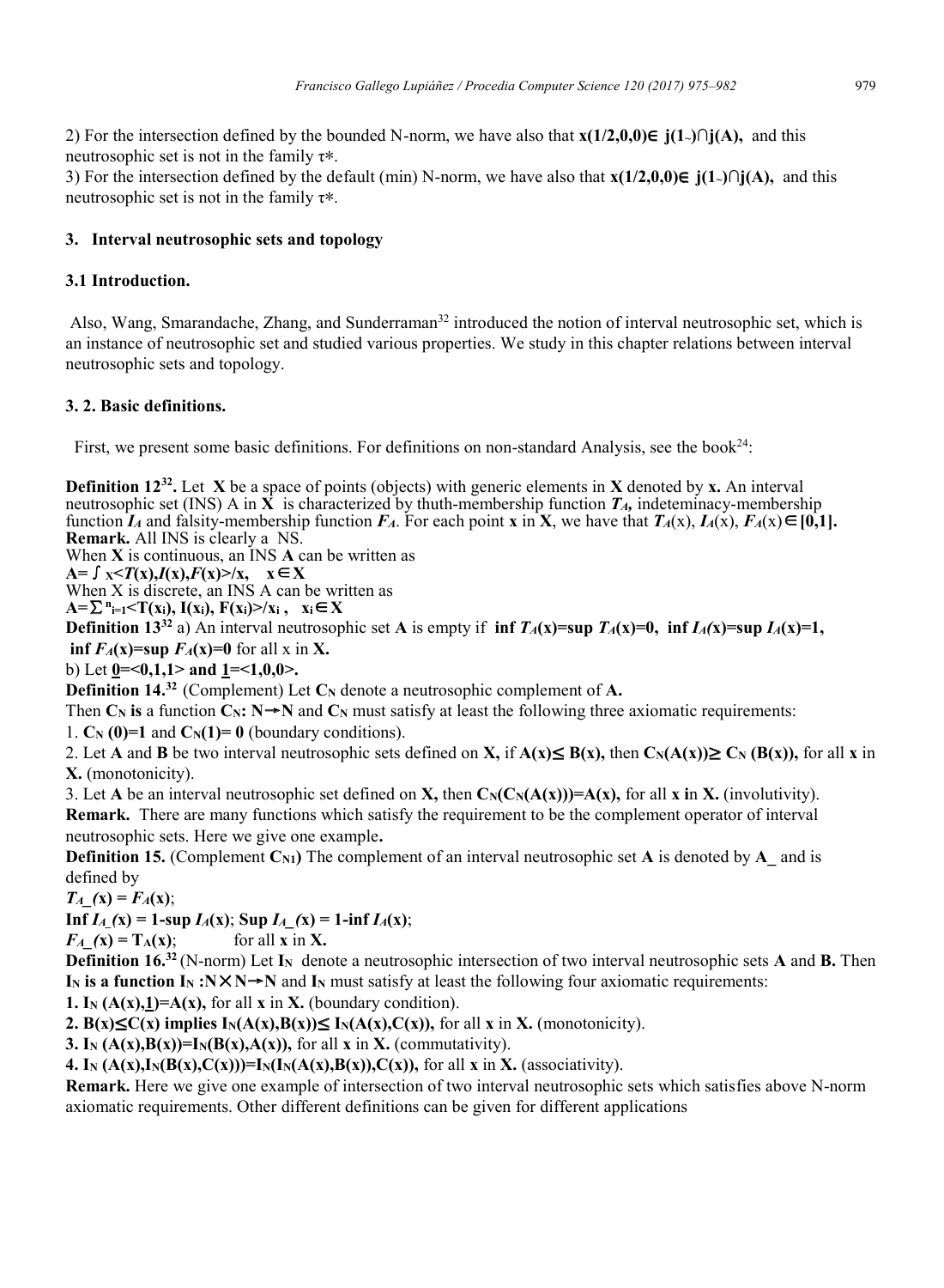2) For the intersection defined by the bounded N-norm, we have also that **$x(1/2,0,0) \in j(1_\sim) \cap j(A)$,** and this neutrosophic set is not in the family $\tau^*$.

3) For the intersection defined by the default (min) N-norm, we have also that **$x(1/2,0,0) \in j(1_\sim) \cap j(A)$,** and this neutrosophic set is not in the family $\tau^*$.

## 3. Interval neutrosophic sets and topology

### 3.1 Introduction.

Also, Wang, Smarandache, Zhang, and Sunderraman[32] introduced the notion of interval neutrosophic set, which is an instance of neutrosophic set and studied various properties. We study in this chapter relations between interval neutrosophic sets and topology.

### 3. 2. Basic definitions.

First, we present some basic definitions. For definitions on non-standard Analysis, see the book[24]:

**Definition 12[32].** Let **X** be a space of points (objects) with generic elements in **X** denoted by **x.** An interval neutrosophic set (INS) A in **X** is characterized by thuth-membership function $T_A$, indeteminacy-membership function $I_A$ and falsity-membership function $F_A$. For each point **x** in **X**, we have that $T_A(x), I_A(x), F_A(x) \in [0,1]$.

**Remark.** All INS is clearly a NS.

When **X** is continuous, an INS **A** can be written as

$A = \int_X \langle T(x), I(x), F(x) \rangle / x, \quad x \in X$

When X is discrete, an INS A can be written as

$A = \sum_{i=1}^{n} \langle T(x_i), I(x_i), F(x_i) \rangle / x_i, \quad x_i \in X$

**Definition 13[32]** a) An interval neutrosophic set **A** is empty if **$\inf T_A(x) = \sup T_A(x) = 0$, $\inf I_A(x) = \sup I_A(x) = 1$, $\inf F_A(x) = \sup F_A(x) = 0$** for all x in **X.**

b) Let **$\underline{0} = \langle 0,1,1 \rangle$ and $\underline{1} = \langle 1,0,0 \rangle$.**

**Definition 14.[32]** (Complement) Let $C_N$ denote a neutrosophic complement of **A.**

Then $C_N$ **is** a function $C_N : N \to N$ and $C_N$ must satisfy at least the following three axiomatic requirements:

1. $C_N(0) = 1$ and $C_N(1) = 0$ (boundary conditions).
2. Let **A** and **B** be two interval neutrosophic sets defined on **X,** if $A(x) \leq B(x)$, then $C_N(A(x)) \geq C_N(B(x))$, for all **x** in **X.** (monotonicity).
3. Let **A** be an interval neutrosophic set defined on **X,** then $C_N(C_N(A(x))) = A(x)$, for all **x in X.** (involutivity).

**Remark.** There are many functions which satisfy the requirement to be the complement operator of interval neutrosophic sets. Here we give one example**.**

**Definition 15.** (Complement $C_{N1}$) The complement of an interval neutrosophic set **A** is denoted by **A_** and is defined by

$T_{A\_}(x) = F_A(x)$;

$\text{Inf } I_{A\_}(x) = 1 - \sup I_A(x)$; $\text{Sup } I_{A\_}(x) = 1 - \inf I_A(x)$;

$F_{A\_}(x) = T_A(x)$; for all **x** in **X.**

**Definition 16.[32]** (N-norm) Let $I_N$ denote a neutrosophic intersection of two interval neutrosophic sets **A** and **B.** Then **$I_N$ is a function $I_N : N \times N \to N$** and $I_N$ must satisfy at least the following four axiomatic requirements:

**1. $I_N(A(x), \underline{1}) = A(x)$,** for all **x** in **X.** (boundary condition).

**2. $B(x) \leq C(x)$ implies $I_N(A(x),B(x)) \leq I_N(A(x),C(x))$,** for all **x** in **X.** (monotonicity).

**3. $I_N(A(x),B(x)) = I_N(B(x),A(x))$,** for all **x** in **X.** (commutativity).

**4. $I_N(A(x), I_N(B(x),C(x))) = I_N(I_N(A(x),B(x)),C(x))$,** for all **x** in **X.** (associativity).

**Remark.** Here we give one example of intersection of two interval neutrosophic sets which satisfies above N-norm axiomatic requirements. Other different definitions can be given for different applications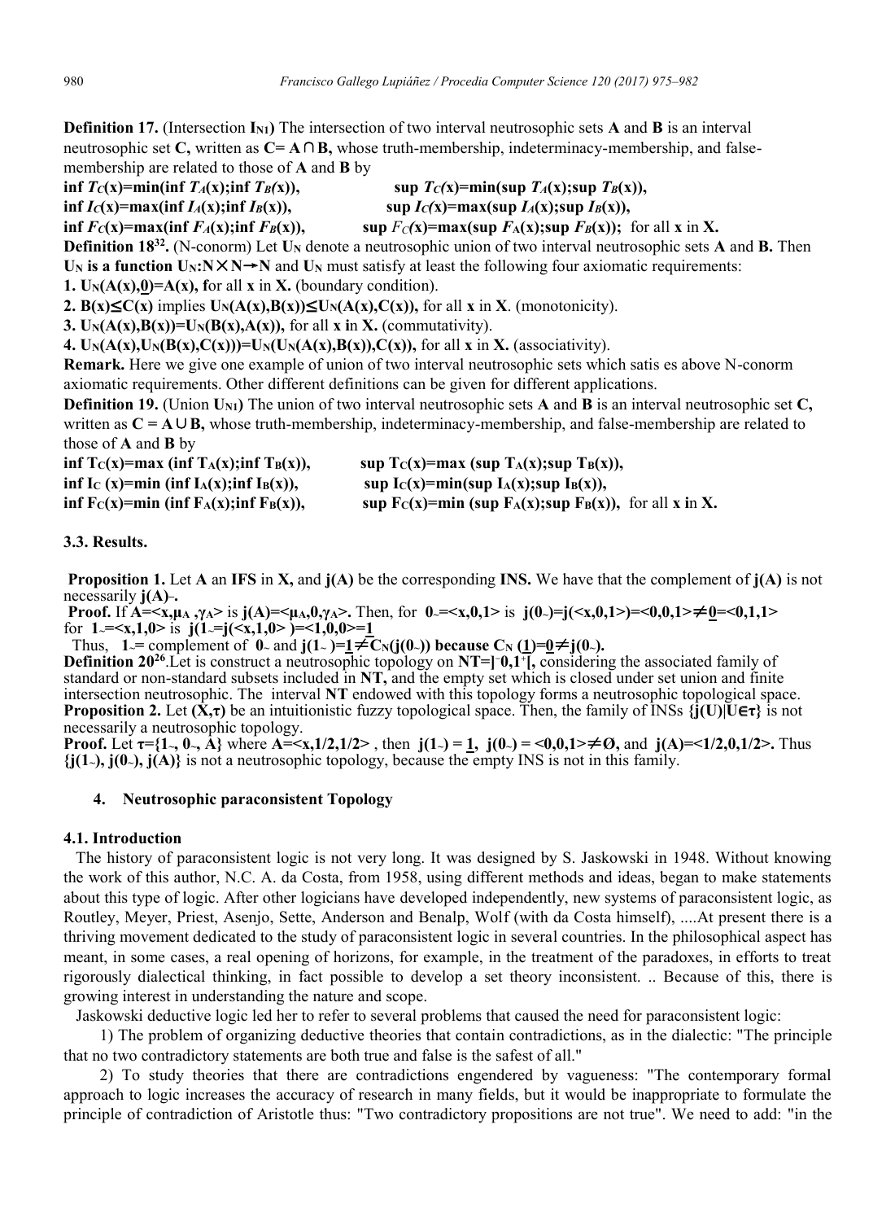**Definition 17.** (Intersection $I_{N1}$) The intersection of two interval neutrosophic sets **A** and **B** is an interval neutrosophic set **C,** written as **C= A∩B,** whose truth-membership, indeterminacy-membership, and false-membership are related to those of **A** and **B** by

$\inf T_C(x)=\min(\inf T_A(x);\inf T_B(x))$, $\sup T_C(x)=\min(\sup T_A(x);\sup T_B(x))$,
$\inf I_C(x)=\max(\inf I_A(x);\inf I_B(x))$, $\sup I_C(x)=\max(\sup I_A(x);\sup I_B(x))$,
$\inf F_C(x)=\max(\inf F_A(x);\inf F_B(x))$, $\sup F_C(x)=\max(\sup F_A(x);\sup F_B(x))$; for all **x** in **X.**

**Definition 18**[32]**.** (N-conorm) Let $U_N$ denote a neutrosophic union of two interval neutrosophic sets **A** and **B.** Then $U_N$ **is a function** $U_N$**:N×N→N** and $U_N$ must satisfy at least the following four axiomatic requirements:

**1.** $U_N(A(x),\underline{0})=A(x)$, for all **x** in **X.** (boundary condition).

**2.** $B(x)\leq C(x)$ implies $U_N(A(x),B(x))\leq U_N(A(x),C(x))$, for all **x** in **X**. (monotonicity).

**3.** $U_N(A(x),B(x))=U_N(B(x),A(x))$, for all **x i**n **X.** (commutativity).

**4.** $U_N(A(x),U_N(B(x),C(x)))=U_N(U_N(A(x),B(x)),C(x))$, for all **x** in **X.** (associativity).

**Remark.** Here we give one example of union of two interval neutrosophic sets which satis es above N-conorm axiomatic requirements. Other different definitions can be given for different applications.

**Definition 19.** (Union $U_{N1}$) The union of two interval neutrosophic sets **A** and **B** is an interval neutrosophic set **C,** written as **C = A∪B,** whose truth-membership, indeterminacy-membership, and false-membership are related to those of **A** and **B** by

$\inf T_C(x)=\max(\inf T_A(x);\inf T_B(x))$, $\sup T_C(x)=\max(\sup T_A(x);\sup T_B(x))$,
$\inf I_C(x)=\min(\inf I_A(x);\inf I_B(x))$, $\sup I_C(x)=\min(\sup I_A(x);\sup I_B(x))$,
$\inf F_C(x)=\min(\inf F_A(x);\inf F_B(x))$, $\sup F_C(x)=\min(\sup F_A(x);\sup F_B(x))$, for all **x i**n **X.**

### 3.3. Results.

**Proposition 1.** Let **A** an **IFS** in **X,** and **j(A)** be the corresponding **INS.** We have that the complement of **j(A)** is not necessarily **j(A)**$_{\sim}$**.**

**Proof.** If $A=<x,\mu_A,\gamma_A>$ is $j(A)=<\mu_A,0,\gamma_A>$. Then, for $0_{\sim}=<x,0,1>$ is $j(0_{\sim})=j(<x,0,1>)=<0,0,1>\neq\underline{0}=<0,1,1>$ for $1_{\sim}=<x,1,0>$ is $j(1_{\sim}=j(<x,1,0>)=<1,0,0>=\underline{1}$

Thus, $1_{\sim}$= complement of $0_{\sim}$ and $j(1_{\sim})=\underline{1}\neq C_N(j(0_{\sim}))$ **because** $C_N(\underline{1})=\underline{0}\neq j(0_{\sim})$.

**Definition 20**[26]. Let is construct a neutrosophic topology on **NT=]**$^{-}$**0,1**$^{+}$**[,** considering the associated family of standard or non-standard subsets included in **NT,** and the empty set which is closed under set union and finite intersection neutrosophic. The interval **NT** endowed with this topology forms a neutrosophic topological space.

**Proposition 2.** Let **(X,τ)** be an intuitionistic fuzzy topological space. Then, the family of INSs **{j(U)|U∈τ}** is not necessarily a neutrosophic topology.

**Proof.** Let $\tau=\{1_{\sim}, 0_{\sim}, A\}$ where $A=<x,1/2,1/2>$, then $j(1_{\sim}) = \underline{1}$, $j(0_{\sim}) = <0,0,1>\neq\emptyset$, and $j(A)=<1/2,0,1/2>$. Thus $\{j(1_{\sim}), j(0_{\sim}), j(A)\}$ is not a neutrosophic topology, because the empty INS is not in this family.

## 4. Neutrosophic paraconsistent Topology

### 4.1. Introduction

The history of paraconsistent logic is not very long. It was designed by S. Jaskowski in 1948. Without knowing the work of this author, N.C. A. da Costa, from 1958, using different methods and ideas, began to make statements about this type of logic. After other logicians have developed independently, new systems of paraconsistent logic, as Routley, Meyer, Priest, Asenjo, Sette, Anderson and Benalp, Wolf (with da Costa himself), ....At present there is a thriving movement dedicated to the study of paraconsistent logic in several countries. In the philosophical aspect has meant, in some cases, a real opening of horizons, for example, in the treatment of the paradoxes, in efforts to treat rigorously dialectical thinking, in fact possible to develop a set theory inconsistent. .. Because of this, there is growing interest in understanding the nature and scope.

Jaskowski deductive logic led her to refer to several problems that caused the need for paraconsistent logic:

1) The problem of organizing deductive theories that contain contradictions, as in the dialectic: "The principle that no two contradictory statements are both true and false is the safest of all."

2) To study theories that there are contradictions engendered by vagueness: "The contemporary formal approach to logic increases the accuracy of research in many fields, but it would be inappropriate to formulate the principle of contradiction of Aristotle thus: "Two contradictory propositions are not true". We need to add: "in the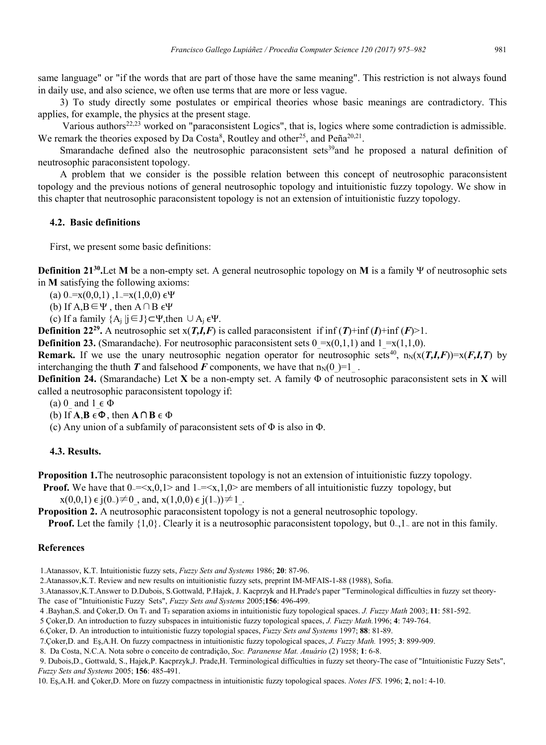same language" or "if the words that are part of those have the same meaning". This restriction is not always found in daily use, and also science, we often use terms that are more or less vague.

3) To study directly some postulates or empirical theories whose basic meanings are contradictory. This applies, for example, the physics at the present stage.

Various authors[22,23] worked on "paraconsistent Logics", that is, logics where some contradiction is admissible. We remark the theories exposed by Da Costa[8], Routley and other[25], and Peña[20,21].

Smarandache defined also the neutrosophic paraconsistent sets[39]and he proposed a natural definition of neutrosophic paraconsistent topology.

A problem that we consider is the possible relation between this concept of neutrosophic paraconsistent topology and the previous notions of general neutrosophic topology and intuitionistic fuzzy topology. We show in this chapter that neutrosophic paraconsistent topology is not an extension of intuitionistic fuzzy topology.

### 4.2. Basic definitions

First, we present some basic definitions:

**Definition 21[30].** Let **M** be a non-empty set. A general neutrosophic topology on **M** is a family $\Psi$ of neutrosophic sets in **M** satisfying the following axioms:

(a) $0_{\sim}=x(0,0,1)$ , $1_{\sim}=x(1,0,0) \in \Psi$

(b) If $A,B \in \Psi$ , then $A \cap B \in \Psi$

(c) If a family $\{A_j \mid j \in J\} \subset \Psi$, then $\cup A_j \in \Psi$.

**Definition 22[29].** A neutrosophic set $x(\boldsymbol{T},\boldsymbol{I},\boldsymbol{F})$ is called paraconsistent if $\inf(\boldsymbol{T})+\inf(\boldsymbol{I})+\inf(\boldsymbol{F})>1$.

**Definition 23.** (Smarandache). For neutrosophic paraconsistent sets $0\_=x(0,1,1)$ and $1\_=x(1,1,0)$.

**Remark.** If we use the unary neutrosophic negation operator for neutrosophic sets[40], $n_N(x(\boldsymbol{T},\boldsymbol{I},\boldsymbol{F}))=x(\boldsymbol{F},\boldsymbol{I},\boldsymbol{T})$ by interchanging the thuth $\boldsymbol{T}$ and falsehood $\boldsymbol{F}$ components, we have that $n_N(0\_)=1\_$ .

**Definition 24.** (Smarandache) Let **X** be a non-empty set. A family $\Phi$ of neutrosophic paraconsistent sets in **X** will called a neutrosophic paraconsistent topology if:

(a) $0\_$ and $1\_ \in \Phi$

(b) If $\mathbf{A},\mathbf{B} \in \Phi$, then $\mathbf{A} \cap \mathbf{B} \in \Phi$

(c) Any union of a subfamily of paraconsistent sets of $\Phi$ is also in $\Phi$.

### 4.3. Results.

**Proposition 1.** The neutrosophic paraconsistent topology is not an extension of intuitionistic fuzzy topology.

**Proof.** We have that $0_{\sim}=<x,0,1>$ and $1_{\sim}=<x,1,0>$ are members of all intuitionistic fuzzy topology, but $x(0,0,1) \in j(0_{\sim}) \neq 0\_$ , and, $x(1,0,0) \in j(1_{\sim})) \neq 1\_$.

**Proposition 2.** A neutrosophic paraconsistent topology is not a general neutrosophic topology.

**Proof.** Let the family $\{1,0\}$. Clearly it is a neutrosophic paraconsistent topology, but $0_{\sim}$,$1_{\sim}$ are not in this family.

## References

1. Atanassov, K.T. Intuitionistic fuzzy sets, *Fuzzy Sets and Systems* 1986; **20**: 87-96.
2. Atanassov, K.T. Review and new results on intuitionistic fuzzy sets, preprint IM-MFAIS-1-88 (1988), Sofia.
3. Atanassov, K.T. Answer to D.Dubois, S.Gottwald, P.Hajek, J. Kacprzyk and H.Prade's paper "Terminological difficulties in fuzzy set theory-The case of "Intuitionistic Fuzzy Sets", *Fuzzy Sets and Systems* 2005;**156**: 496-499.
4. Bayhan, S. and Çoker, D. On $T_1$ and $T_2$ separation axioms in intuitionistic fuzy topological spaces. *J. Fuzzy Math* 2003;.**11**: 581-592.
5. Çoker, D. An introduction to fuzzy subspaces in intuitionistic fuzzy topological spaces, *J. Fuzzy Math.* 1996; **4**: 749-764.
6. Çoker, D. An introduction to intuitionistic fuzzy topologial spaces, *Fuzzy Sets and Systems* 1997; **88**: 81-89.
7. Çoker, D. and Eş, A.H. On fuzzy compactness in intuitionistic fuzzy topological spaces, *J. Fuzzy Math.* 1995; **3**: 899-909.
8. Da Costa, N.C.A. Nota sobre o conceito de contradição, *Soc. Paranense Mat. Anuário* (2) 1958; **1**: 6-8.
9. Dubois, D., Gottwald, S., Hajek, P. Kacprzyk, J. Prade, H. Terminological difficulties in fuzzy set theory-The case of "Intuitionistic Fuzzy Sets", *Fuzzy Sets and Systems* 2005; **156**: 485-491.
10. Eş, A.H. and Çoker, D. More on fuzzy compactness in intuitionistic fuzzy topological spaces. *Notes IFS*. 1996; **2**, no1: 4-10.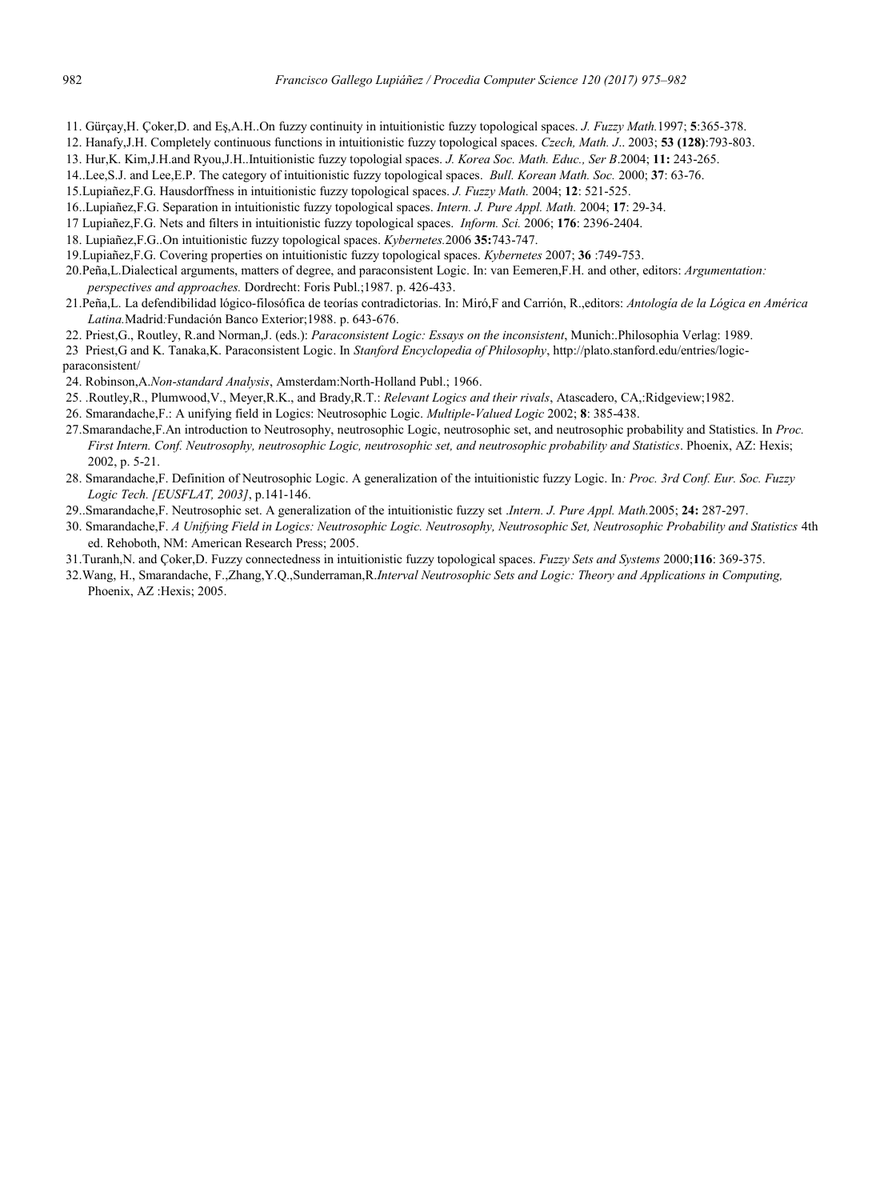11. Gürçay,H. Çoker,D. and Eş,A.H..On fuzzy continuity in intuitionistic fuzzy topological spaces. *J. Fuzzy Math.*1997; **5**:365-378.
12. Hanafy,J.H. Completely continuous functions in intuitionistic fuzzy topological spaces. *Czech, Math. J.*. 2003; **53 (128)**:793-803.
13. Hur,K. Kim,J.H.and Ryou,J.H..Intuitionistic fuzzy topologial spaces. *J. Korea Soc. Math. Educ., Ser B*.2004; **11:** 243-265.
14..Lee,S.J. and Lee,E.P. The category of intuitionistic fuzzy topological spaces. *Bull. Korean Math. Soc.* 2000; **37**: 63-76.
15.Lupiañez,F.G. Hausdorffness in intuitionistic fuzzy topological spaces. *J. Fuzzy Math.* 2004; **12**: 521-525.
16..Lupiañez,F.G. Separation in intuitionistic fuzzy topological spaces. *Intern. J. Pure Appl. Math.* 2004; **17**: 29-34.
17 Lupiañez,F.G. Nets and filters in intuitionistic fuzzy topological spaces. *Inform. Sci.* 2006; **176**: 2396-2404.
18. Lupiañez,F.G..On intuitionistic fuzzy topological spaces. *Kybernetes.*2006 **35:**743-747.
19.Lupiañez,F.G. Covering properties on intuitionistic fuzzy topological spaces. *Kybernetes* 2007; **36** :749-753.
20.Peña,L.Dialectical arguments, matters of degree, and paraconsistent Logic. In: van Eemeren,F.H. and other, editors: *Argumentation: perspectives and approaches.* Dordrecht: Foris Publ.;1987. p. 426-433.
21.Peña,L. La defendibilidad lógico-filosófica de teorías contradictorias. In: Miró,F and Carrión, R.,editors: *Antología de la Lógica en América Latina.*Madrid*:*Fundación Banco Exterior;1988. p. 643-676.
22. Priest,G., Routley, R.and Norman,J. (eds.): *Paraconsistent Logic: Essays on the inconsistent*, Munich:.Philosophia Verlag: 1989.
23 Priest,G and K. Tanaka,K. Paraconsistent Logic. In *Stanford Encyclopedia of Philosophy*, http://plato.stanford.edu/entries/logic-paraconsistent/
24. Robinson,A.*Non-standard Analysis*, Amsterdam:North-Holland Publ.; 1966.
25. .Routley,R., Plumwood,V., Meyer,R.K., and Brady,R.T.: *Relevant Logics and their rivals*, Atascadero, CA,:Ridgeview;1982.
26. Smarandache,F.: A unifying field in Logics: Neutrosophic Logic. *Multiple-Valued Logic* 2002; **8**: 385-438.
27.Smarandache,F.An introduction to Neutrosophy, neutrosophic Logic, neutrosophic set, and neutrosophic probability and Statistics. In *Proc. First Intern. Conf. Neutrosophy, neutrosophic Logic, neutrosophic set, and neutrosophic probability and Statistics*. Phoenix, AZ: Hexis; 2002, p. 5-21.
28. Smarandache,F. Definition of Neutrosophic Logic. A generalization of the intuitionistic fuzzy Logic. In*: Proc. 3rd Conf. Eur. Soc. Fuzzy Logic Tech. [EUSFLAT, 2003]*, p.141-146.
29..Smarandache,F. Neutrosophic set. A generalization of the intuitionistic fuzzy set .*Intern. J. Pure Appl. Math.*2005; **24:** 287-297.
30. Smarandache,F. *A Unifying Field in Logics: Neutrosophic Logic. Neutrosophy, Neutrosophic Set, Neutrosophic Probability and Statistics* 4th ed. Rehoboth, NM: American Research Press; 2005.
31.Turanh,N. and Çoker,D. Fuzzy connectedness in intuitionistic fuzzy topological spaces. *Fuzzy Sets and Systems* 2000;**116**: 369-375.
32.Wang, H., Smarandache, F.,Zhang,Y.Q.,Sunderraman,R.*Interval Neutrosophic Sets and Logic: Theory and Applications in Computing,* Phoenix, AZ :Hexis; 2005.